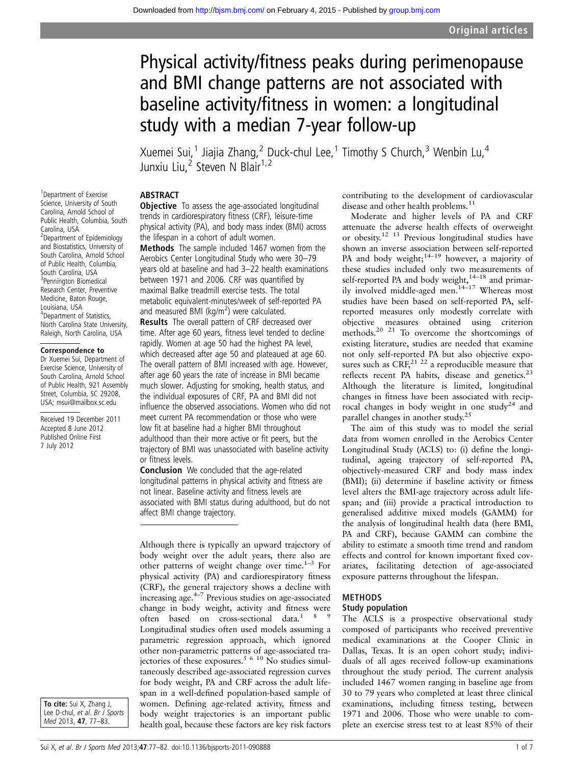# Physical activity/fitness peaks during perimenopause and BMI change patterns are not associated with baseline activity/fitness in women: a longitudinal study with a median 7-year follow-up

Xuemei Sui,[1] Jiajia Zhang,[2] Duck-chul Lee,[1] Timothy S Church,[3] Wenbin Lu,[4] Junxiu Liu,[2] Steven N Blair[1,2]

[1]Department of Exercise Science, University of South Carolina, Arnold School of Public Health, Columbia, South Carolina, USA
[2]Department of Epidemiology and Biostatistics, University of South Carolina, Arnold School of Public Health, Columbia, South Carolina, USA
[3]Pennington Biomedical Research Center, Preventive Medicine, Baton Rouge, Louisiana, USA
[4]Department of Statistics, North Carolina State University, Raleigh, North Carolina, USA

**Correspondence to**
Dr Xuemei Sui, Department of Exercise Science, University of South Carolina, Arnold School of Public Health, 921 Assembly Street, Columbia, SC 29208, USA; msui@mailbox.sc.edu

Received 19 December 2011
Accepted 8 June 2012
Published Online First 7 July 2012

**To cite:** Sui X, Zhang J, Lee D-chul, *et al. Br J Sports Med* 2013, **47**, 77–83.

## ABSTRACT

**Objective** To assess the age-associated longitudinal trends in cardiorespiratory fitness (CRF), leisure-time physical activity (PA), and body mass index (BMI) across the lifespan in a cohort of adult women.

**Methods** The sample included 1467 women from the Aerobics Center Longitudinal Study who were 30–79 years old at baseline and had 3–22 health examinations between 1971 and 2006. CRF was quantified by maximal Balke treadmill exercise tests. The total metabolic equivalent-minutes/week of self-reported PA and measured BMI (kg/m$^2$) were calculated.

**Results** The overall pattern of CRF decreased over time. After age 60 years, fitness level tended to decline rapidly. Women at age 50 had the highest PA level, which decreased after age 50 and plateaued at age 60. The overall pattern of BMI increased with age. However, after age 60 years the rate of increase in BMI became much slower. Adjusting for smoking, health status, and the individual exposures of CRF, PA and BMI did not influence the observed associations. Women who did not meet current PA recommendation or those who were low fit at baseline had a higher BMI throughout adulthood than their more active or fit peers, but the trajectory of BMI was unassociated with baseline activity or fitness levels.

**Conclusion** We concluded that the age-related longitudinal patterns in physical activity and fitness are not linear. Baseline activity and fitness levels are associated with BMI status during adulthood, but do not affect BMI change trajectory.

Although there is typically an upward trajectory of body weight over the adult years, there also are other patterns of weight change over time.[1–3] For physical activity (PA) and cardiorespiratory fitness (CRF), the general trajectory shows a decline with increasing age.[4–7] Previous studies on age-associated change in body weight, activity and fitness were often based on cross-sectional data.[1 8 9] Longitudinal studies often used models assuming a parametric regression approach, which ignored other non-parametric patterns of age-associated trajectories of these exposures.[5 6 10] No studies simultaneously described age-associated regression curves for body weight, PA and CRF across the adult lifespan in a well-defined population-based sample of women. Defining age-related activity, fitness and body weight trajectories is an important public health goal, because these factors are key risk factors contributing to the development of cardiovascular disease and other health problems.[11]

Moderate and higher levels of PA and CRF attenuate the adverse health effects of overweight or obesity.[12 13] Previous longitudinal studies have shown an inverse association between self-reported PA and body weight;[14–19] however, a majority of these studies included only two measurements of self-reported PA and body weight,[14–18] and primarily involved middle-aged men.[14–17] Whereas most studies have been based on self-reported PA, self-reported measures only modestly correlate with objective measures obtained using criterion methods.[20 21] To overcome the shortcomings of existing literature, studies are needed that examine not only self-reported PA but also objective exposures such as CRF,[21 22] a reproducible measure that reflects recent PA habits, disease and genetics.[23] Although the literature is limited, longitudinal changes in fitness have been associated with reciprocal changes in body weight in one study[24] and parallel changes in another study.[25]

The aim of this study was to model the serial data from women enrolled in the Aerobics Center Longitudinal Study (ACLS) to: (i) define the longitudinal, ageing trajectory of self-reported PA, objectively-measured CRF and body mass index (BMI); (ii) determine if baseline activity or fitness level alters the BMI-age trajectory across adult lifespan; and (iii) provide a practical introduction to generalised additive mixed models (GAMM) for the analysis of longitudinal health data (here BMI, PA and CRF), because GAMM can combine the ability to estimate a smooth time trend and random effects and control for known important fixed covariates, facilitating detection of age-associated exposure patterns throughout the lifespan.

## METHODS

### Study population

The ACLS is a prospective observational study composed of participants who received preventive medical examinations at the Cooper Clinic in Dallas, Texas. It is an open cohort study; individuals of all ages received follow-up examinations throughout the study period. The current analysis included 1467 women ranging in baseline age from 30 to 79 years who completed at least three clinical examinations, including fitness testing, between 1971 and 2006. Those who were unable to complete an exercise stress test to at least 85% of their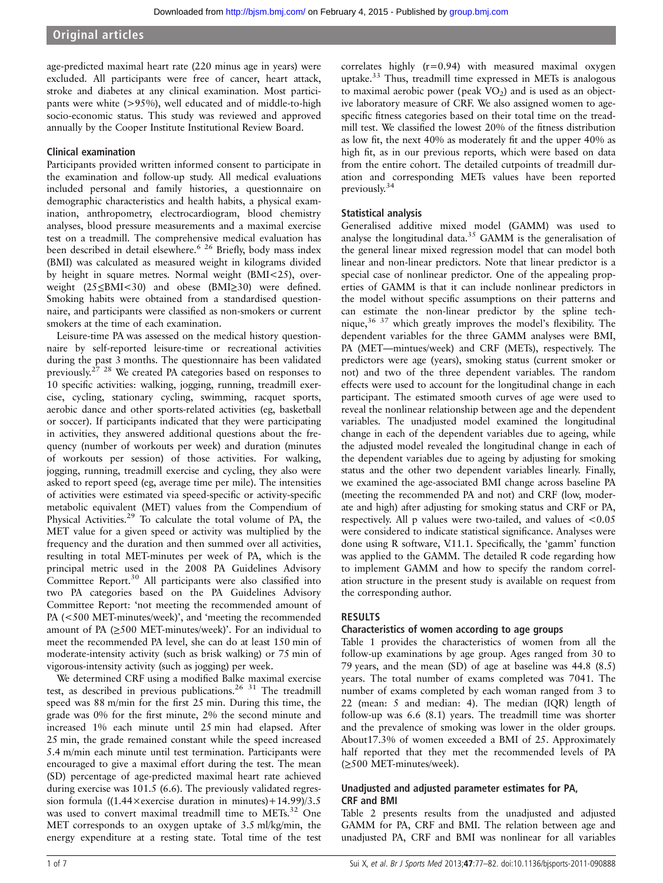age-predicted maximal heart rate (220 minus age in years) were excluded. All participants were free of cancer, heart attack, stroke and diabetes at any clinical examination. Most participants were white (>95%), well educated and of middle-to-high socio-economic status. This study was reviewed and approved annually by the Cooper Institute Institutional Review Board.

### Clinical examination

Participants provided written informed consent to participate in the examination and follow-up study. All medical evaluations included personal and family histories, a questionnaire on demographic characteristics and health habits, a physical examination, anthropometry, electrocardiogram, blood chemistry analyses, blood pressure measurements and a maximal exercise test on a treadmill. The comprehensive medical evaluation has been described in detail elsewhere.[6 26] Briefly, body mass index (BMI) was calculated as measured weight in kilograms divided by height in square metres. Normal weight (BMI<25), overweight (25≤BMI<30) and obese (BMI≥30) were defined. Smoking habits were obtained from a standardised questionnaire, and participants were classified as non-smokers or current smokers at the time of each examination.

Leisure-time PA was assessed on the medical history questionnaire by self-reported leisure-time or recreational activities during the past 3 months. The questionnaire has been validated previously.[27 28] We created PA categories based on responses to 10 specific activities: walking, jogging, running, treadmill exercise, cycling, stationary cycling, swimming, racquet sports, aerobic dance and other sports-related activities (eg, basketball or soccer). If participants indicated that they were participating in activities, they answered additional questions about the frequency (number of workouts per week) and duration (minutes of workouts per session) of those activities. For walking, jogging, running, treadmill exercise and cycling, they also were asked to report speed (eg, average time per mile). The intensities of activities were estimated via speed-specific or activity-specific metabolic equivalent (MET) values from the Compendium of Physical Activities.[29] To calculate the total volume of PA, the MET value for a given speed or activity was multiplied by the frequency and the duration and then summed over all activities, resulting in total MET-minutes per week of PA, which is the principal metric used in the 2008 PA Guidelines Advisory Committee Report.[30] All participants were also classified into two PA categories based on the PA Guidelines Advisory Committee Report: 'not meeting the recommended amount of PA (<500 MET-minutes/week)', and 'meeting the recommended amount of PA (≥500 MET-minutes/week)'. For an individual to meet the recommended PA level, she can do at least 150 min of moderate-intensity activity (such as brisk walking) or 75 min of vigorous-intensity activity (such as jogging) per week.

We determined CRF using a modified Balke maximal exercise test, as described in previous publications.[26 31] The treadmill speed was 88 m/min for the first 25 min. During this time, the grade was 0% for the first minute, 2% the second minute and increased 1% each minute until 25 min had elapsed. After 25 min, the grade remained constant while the speed increased 5.4 m/min each minute until test termination. Participants were encouraged to give a maximal effort during the test. The mean (SD) percentage of age-predicted maximal heart rate achieved during exercise was 101.5 (6.6). The previously validated regression formula $((1.44\times\text{exercise duration in minutes})+14.99)/3.5$ was used to convert maximal treadmill time to METs.[32] One MET corresponds to an oxygen uptake of 3.5 ml/kg/min, the energy expenditure at a resting state. Total time of the test correlates highly (r=0.94) with measured maximal oxygen uptake.[33] Thus, treadmill time expressed in METs is analogous to maximal aerobic power (peak $VO_2$) and is used as an objective laboratory measure of CRF. We also assigned women to age-specific fitness categories based on their total time on the treadmill test. We classified the lowest 20% of the fitness distribution as low fit, the next 40% as moderately fit and the upper 40% as high fit, as in our previous reports, which were based on data from the entire cohort. The detailed cutpoints of treadmill duration and corresponding METs values have been reported previously.[34]

### Statistical analysis

Generalised additive mixed model (GAMM) was used to analyse the longitudinal data.[35] GAMM is the generalisation of the general linear mixed regression model that can model both linear and non-linear predictors. Note that linear predictor is a special case of nonlinear predictor. One of the appealing properties of GAMM is that it can include nonlinear predictors in the model without specific assumptions on their patterns and can estimate the non-linear predictor by the spline technique,[36 37] which greatly improves the model's flexibility. The dependent variables for the three GAMM analyses were BMI, PA (MET—mintues/week) and CRF (METs), respectively. The predictors were age (years), smoking status (current smoker or not) and two of the three dependent variables. The random effects were used to account for the longitudinal change in each participant. The estimated smooth curves of age were used to reveal the nonlinear relationship between age and the dependent variables. The unadjusted model examined the longitudinal change in each of the dependent variables due to ageing, while the adjusted model revealed the longitudinal change in each of the dependent variables due to ageing by adjusting for smoking status and the other two dependent variables linearly. Finally, we examined the age-associated BMI change across baseline PA (meeting the recommended PA and not) and CRF (low, moderate and high) after adjusting for smoking status and CRF or PA, respectively. All p values were two-tailed, and values of <0.05 were considered to indicate statistical significance. Analyses were done using R software, V.11.1. Specifically, the 'gamm' function was applied to the GAMM. The detailed R code regarding how to implement GAMM and how to specify the random correlation structure in the present study is available on request from the corresponding author.

## RESULTS

### Characteristics of women according to age groups

Table 1 provides the characteristics of women from all the follow-up examinations by age group. Ages ranged from 30 to 79 years, and the mean (SD) of age at baseline was 44.8 (8.5) years. The total number of exams completed was 7041. The number of exams completed by each woman ranged from 3 to 22 (mean: 5 and median: 4). The median (IQR) length of follow-up was 6.6 (8.1) years. The treadmill time was shorter and the prevalence of smoking was lower in the older groups. About17.3% of women exceeded a BMI of 25. Approximately half reported that they met the recommended levels of PA (≥500 MET-minutes/week).

### Unadjusted and adjusted parameter estimates for PA, CRF and BMI

Table 2 presents results from the unadjusted and adjusted GAMM for PA, CRF and BMI. The relation between age and unadjusted PA, CRF and BMI was nonlinear for all variables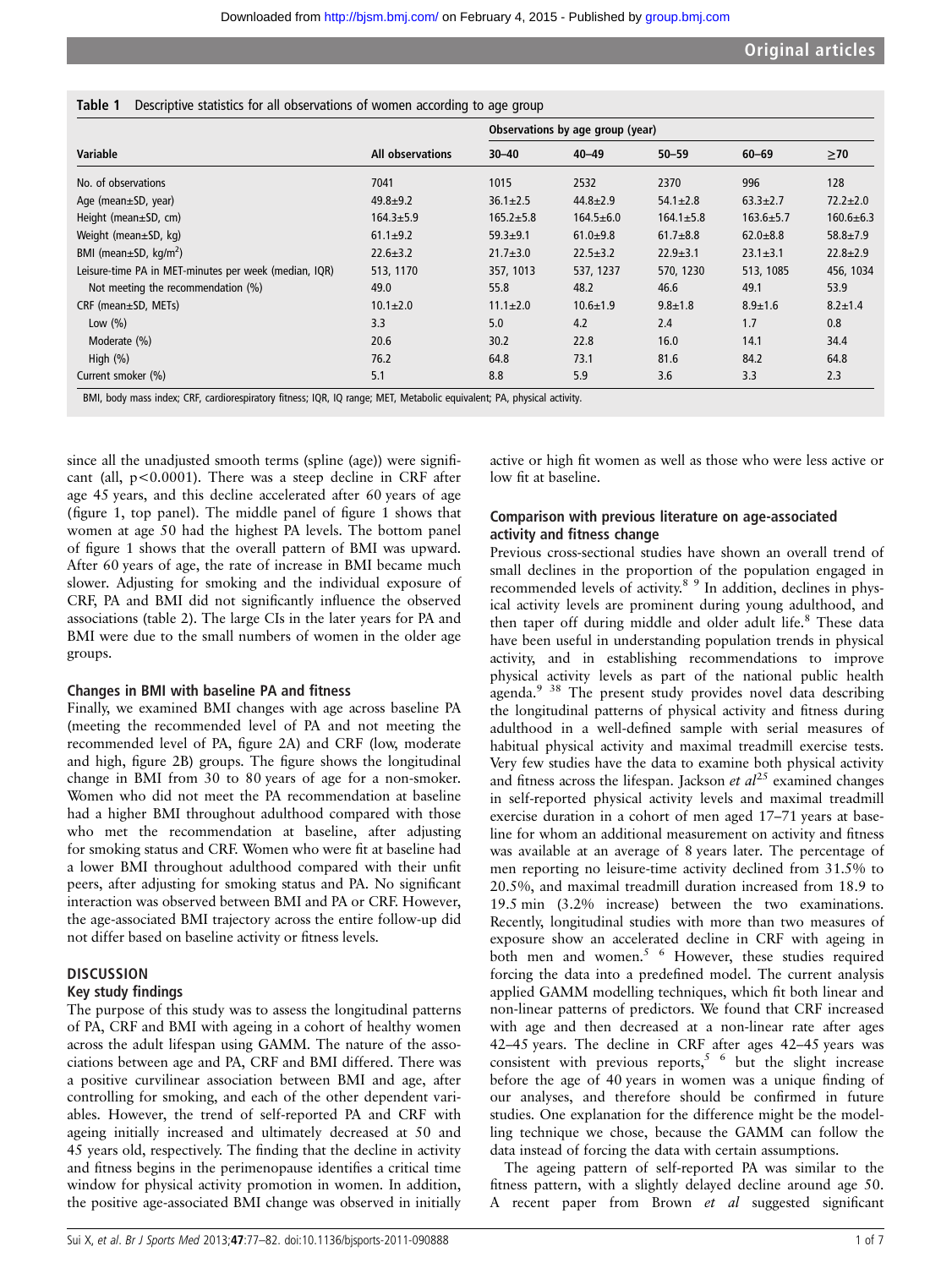**Table 1** Descriptive statistics for all observations of women according to age group

| Variable | All observations | Observations by age group (year) | | | | |
|---|---|---|---|---|---|---|
| | | 30–40 | 40–49 | 50–59 | 60–69 | ≥70 |
| No. of observations | 7041 | 1015 | 2532 | 2370 | 996 | 128 |
| Age (mean±SD, year) | 49.8±9.2 | 36.1±2.5 | 44.8±2.9 | 54.1±2.8 | 63.3±2.7 | 72.2±2.0 |
| Height (mean±SD, cm) | 164.3±5.9 | 165.2±5.8 | 164.5±6.0 | 164.1±5.8 | 163.6±5.7 | 160.6±6.3 |
| Weight (mean±SD, kg) | 61.1±9.2 | 59.3±9.1 | 61.0±9.8 | 61.7±8.8 | 62.0±8.8 | 58.8±7.9 |
| BMI (mean±SD, kg/m$^2$) | 22.6±3.2 | 21.7±3.0 | 22.5±3.2 | 22.9±3.1 | 23.1±3.1 | 22.8±2.9 |
| Leisure-time PA in MET-minutes per week (median, IQR) | 513, 1170 | 357, 1013 | 537, 1237 | 570, 1230 | 513, 1085 | 456, 1034 |
| Not meeting the recommendation (%) | 49.0 | 55.8 | 48.2 | 46.6 | 49.1 | 53.9 |
| CRF (mean±SD, METs) | 10.1±2.0 | 11.1±2.0 | 10.6±1.9 | 9.8±1.8 | 8.9±1.6 | 8.2±1.4 |
| Low (%) | 3.3 | 5.0 | 4.2 | 2.4 | 1.7 | 0.8 |
| Moderate (%) | 20.6 | 30.2 | 22.8 | 16.0 | 14.1 | 34.4 |
| High (%) | 76.2 | 64.8 | 73.1 | 81.6 | 84.2 | 64.8 |
| Current smoker (%) | 5.1 | 8.8 | 5.9 | 3.6 | 3.3 | 2.3 |

BMI, body mass index; CRF, cardiorespiratory fitness; IQR, IQ range; MET, Metabolic equivalent; PA, physical activity.

since all the unadjusted smooth terms (spline (age)) were significant (all, $p<0.0001$). There was a steep decline in CRF after age 45 years, and this decline accelerated after 60 years of age (figure 1, top panel). The middle panel of figure 1 shows that women at age 50 had the highest PA levels. The bottom panel of figure 1 shows that the overall pattern of BMI was upward. After 60 years of age, the rate of increase in BMI became much slower. Adjusting for smoking and the individual exposure of CRF, PA and BMI did not significantly influence the observed associations (table 2). The large CIs in the later years for PA and BMI were due to the small numbers of women in the older age groups.

### Changes in BMI with baseline PA and fitness

Finally, we examined BMI changes with age across baseline PA (meeting the recommended level of PA and not meeting the recommended level of PA, figure 2A) and CRF (low, moderate and high, figure 2B) groups. The figure shows the longitudinal change in BMI from 30 to 80 years of age for a non-smoker. Women who did not meet the PA recommendation at baseline had a higher BMI throughout adulthood compared with those who met the recommendation at baseline, after adjusting for smoking status and CRF. Women who were fit at baseline had a lower BMI throughout adulthood compared with their unfit peers, after adjusting for smoking status and PA. No significant interaction was observed between BMI and PA or CRF. However, the age-associated BMI trajectory across the entire follow-up did not differ based on baseline activity or fitness levels.

## DISCUSSION

### Key study findings

The purpose of this study was to assess the longitudinal patterns of PA, CRF and BMI with ageing in a cohort of healthy women across the adult lifespan using GAMM. The nature of the associations between age and PA, CRF and BMI differed. There was a positive curvilinear association between BMI and age, after controlling for smoking, and each of the other dependent variables. However, the trend of self-reported PA and CRF with ageing initially increased and ultimately decreased at 50 and 45 years old, respectively. The finding that the decline in activity and fitness begins in the perimenopause identifies a critical time window for physical activity promotion in women. In addition, the positive age-associated BMI change was observed in initially active or high fit women as well as those who were less active or low fit at baseline.

### Comparison with previous literature on age-associated activity and fitness change

Previous cross-sectional studies have shown an overall trend of small declines in the proportion of the population engaged in recommended levels of activity.[8 9] In addition, declines in physical activity levels are prominent during young adulthood, and then taper off during middle and older adult life.[8] These data have been useful in understanding population trends in physical activity, and in establishing recommendations to improve physical activity levels as part of the national public health agenda.[9 38] The present study provides novel data describing the longitudinal patterns of physical activity and fitness during adulthood in a well-defined sample with serial measures of habitual physical activity and maximal treadmill exercise tests. Very few studies have the data to examine both physical activity and fitness across the lifespan. Jackson *et al*[25] examined changes in self-reported physical activity levels and maximal treadmill exercise duration in a cohort of men aged 17–71 years at baseline for whom an additional measurement on activity and fitness was available at an average of 8 years later. The percentage of men reporting no leisure-time activity declined from 31.5% to 20.5%, and maximal treadmill duration increased from 18.9 to 19.5 min (3.2% increase) between the two examinations. Recently, longitudinal studies with more than two measures of exposure show an accelerated decline in CRF with ageing in both men and women.[5 6] However, these studies required forcing the data into a predefined model. The current analysis applied GAMM modelling techniques, which fit both linear and non-linear patterns of predictors. We found that CRF increased with age and then decreased at a non-linear rate after ages 42–45 years. The decline in CRF after ages 42–45 years was consistent with previous reports,[5 6] but the slight increase before the age of 40 years in women was a unique finding of our analyses, and therefore should be confirmed in future studies. One explanation for the difference might be the modelling technique we chose, because the GAMM can follow the data instead of forcing the data with certain assumptions.

The ageing pattern of self-reported PA was similar to the fitness pattern, with a slightly delayed decline around age 50. A recent paper from Brown *et al* suggested significant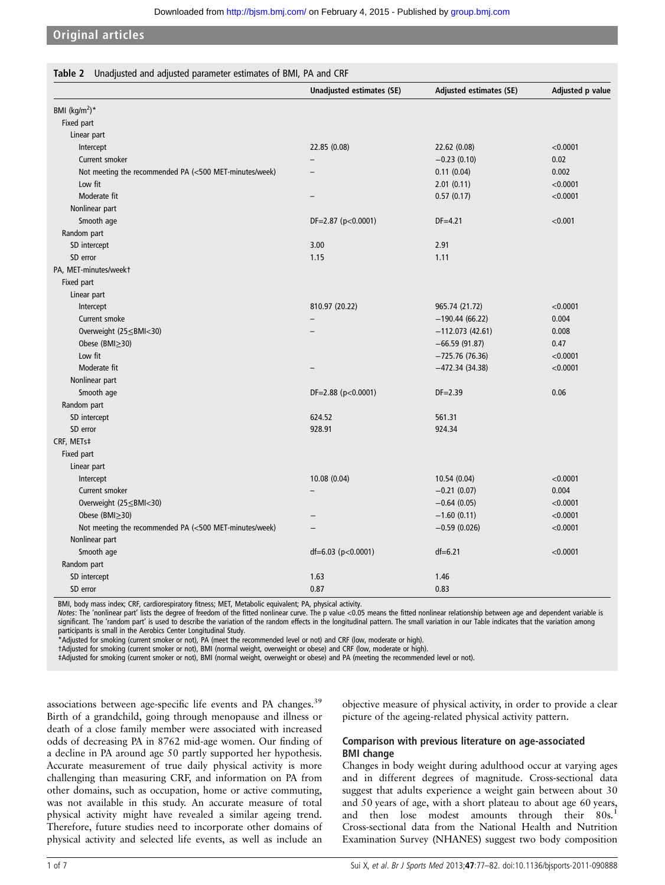**Table 2** Unadjusted and adjusted parameter estimates of BMI, PA and CRF

| | Unadjusted estimates (SE) | Adjusted estimates (SE) | Adjusted p value |
|---|---|---|---|
| BMI (kg/m$^2$)* | | | |
| Fixed part | | | |
| Linear part | | | |
| Intercept | 22.85 (0.08) | 22.62 (0.08) | <0.0001 |
| Current smoker | – | −0.23 (0.10) | 0.02 |
| Not meeting the recommended PA (<500 MET-minutes/week) | – | 0.11 (0.04) | 0.002 |
| Low fit | | 2.01 (0.11) | <0.0001 |
| Moderate fit | – | 0.57 (0.17) | <0.0001 |
| Nonlinear part | | | |
| Smooth age | DF=2.87 (p<0.0001) | DF=4.21 | <0.001 |
| Random part | | | |
| SD intercept | 3.00 | 2.91 | |
| SD error | 1.15 | 1.11 | |
| PA, MET-minutes/week† | | | |
| Fixed part | | | |
| Linear part | | | |
| Intercept | 810.97 (20.22) | 965.74 (21.72) | <0.0001 |
| Current smoke | – | −190.44 (66.22) | 0.004 |
| Overweight (25≤BMI<30) | – | −112.073 (42.61) | 0.008 |
| Obese (BMI≥30) | | −66.59 (91.87) | 0.47 |
| Low fit | | −725.76 (76.36) | <0.0001 |
| Moderate fit | – | −472.34 (34.38) | <0.0001 |
| Nonlinear part | | | |
| Smooth age | DF=2.88 (p<0.0001) | DF=2.39 | 0.06 |
| Random part | | | |
| SD intercept | 624.52 | 561.31 | |
| SD error | 928.91 | 924.34 | |
| CRF, METs‡ | | | |
| Fixed part | | | |
| Linear part | | | |
| Intercept | 10.08 (0.04) | 10.54 (0.04) | <0.0001 |
| Current smoker | – | −0.21 (0.07) | 0.004 |
| Overweight (25≤BMI<30) | | −0.64 (0.05) | <0.0001 |
| Obese (BMI≥30) | – | −1.60 (0.11) | <0.0001 |
| Not meeting the recommended PA (<500 MET-minutes/week) | – | −0.59 (0.026) | <0.0001 |
| Nonlinear part | | | |
| Smooth age | df=6.03 (p<0.0001) | df=6.21 | <0.0001 |
| Random part | | | |
| SD intercept | 1.63 | 1.46 | |
| SD error | 0.87 | 0.83 | |

BMI, body mass index; CRF, cardiorespiratory fitness; MET, Metabolic equivalent; PA, physical activity.

*Notes*: The 'nonlinear part' lists the degree of freedom of the fitted nonlinear curve. The p value <0.05 means the fitted nonlinear relationship between age and dependent variable is significant. The 'random part' is used to describe the variation of the random effects in the longitudinal pattern. The small variation in our Table indicates that the variation among participants is small in the Aerobics Center Longitudinal Study.

*Adjusted for smoking (current smoker or not), PA (meet the recommended level or not) and CRF (low, moderate or high).

†Adjusted for smoking (current smoker or not), BMI (normal weight, overweight or obese) and CRF (low, moderate or high).

‡Adjusted for smoking (current smoker or not), BMI (normal weight, overweight or obese) and PA (meeting the recommended level or not).

associations between age-specific life events and PA changes.[39] Birth of a grandchild, going through menopause and illness or death of a close family member were associated with increased odds of decreasing PA in 8762 mid-age women. Our finding of a decline in PA around age 50 partly supported her hypothesis. Accurate measurement of true daily physical activity is more challenging than measuring CRF, and information on PA from other domains, such as occupation, home or active commuting, was not available in this study. An accurate measure of total physical activity might have revealed a similar ageing trend. Therefore, future studies need to incorporate other domains of physical activity and selected life events, as well as include an objective measure of physical activity, in order to provide a clear picture of the ageing-related physical activity pattern.

### Comparison with previous literature on age-associated BMI change

Changes in body weight during adulthood occur at varying ages and in different degrees of magnitude. Cross-sectional data suggest that adults experience a weight gain between about 30 and 50 years of age, with a short plateau to about age 60 years, and then lose modest amounts through their 80s.[1] Cross-sectional data from the National Health and Nutrition Examination Survey (NHANES) suggest two body composition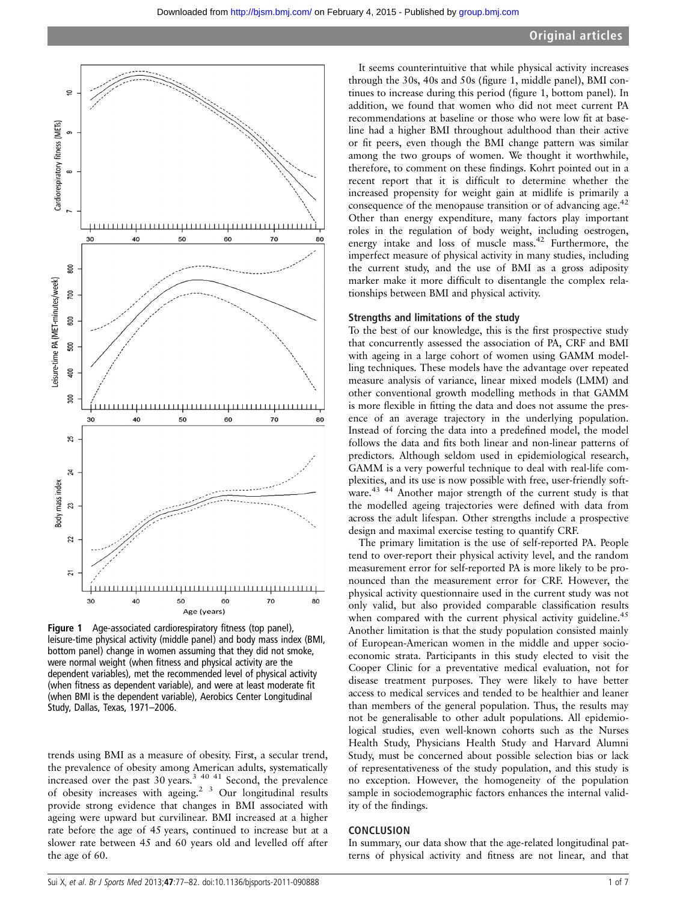Figure 1 Age-associated cardiorespiratory fitness (top panel), leisure-time physical activity (middle panel) and body mass index (BMI, bottom panel) change in women assuming that they did not smoke, were normal weight (when fitness and physical activity are the dependent variables), met the recommended level of physical activity (when fitness as dependent variable), and were at least moderate fit (when BMI is the dependent variable), Aerobics Center Longitudinal Study, Dallas, Texas, 1971–2006.

trends using BMI as a measure of obesity. First, a secular trend, the prevalence of obesity among American adults, systematically increased over the past 30 years.[3 40 41] Second, the prevalence of obesity increases with ageing.[2 3] Our longitudinal results provide strong evidence that changes in BMI associated with ageing were upward but curvilinear. BMI increased at a higher rate before the age of 45 years, continued to increase but at a slower rate between 45 and 60 years old and levelled off after the age of 60.

It seems counterintuitive that while physical activity increases through the 30s, 40s and 50s (figure 1, middle panel), BMI continues to increase during this period (figure 1, bottom panel). In addition, we found that women who did not meet current PA recommendations at baseline or those who were low fit at baseline had a higher BMI throughout adulthood than their active or fit peers, even though the BMI change pattern was similar among the two groups of women. We thought it worthwhile, therefore, to comment on these findings. Kohrt pointed out in a recent report that it is difficult to determine whether the increased propensity for weight gain at midlife is primarily a consequence of the menopause transition or of advancing age.[42] Other than energy expenditure, many factors play important roles in the regulation of body weight, including oestrogen, energy intake and loss of muscle mass.[42] Furthermore, the imperfect measure of physical activity in many studies, including the current study, and the use of BMI as a gross adiposity marker make it more difficult to disentangle the complex relationships between BMI and physical activity.

## Strengths and limitations of the study

To the best of our knowledge, this is the first prospective study that concurrently assessed the association of PA, CRF and BMI with ageing in a large cohort of women using GAMM modelling techniques. These models have the advantage over repeated measure analysis of variance, linear mixed models (LMM) and other conventional growth modelling methods in that GAMM is more flexible in fitting the data and does not assume the presence of an average trajectory in the underlying population. Instead of forcing the data into a predefined model, the model follows the data and fits both linear and non-linear patterns of predictors. Although seldom used in epidemiological research, GAMM is a very powerful technique to deal with real-life complexities, and its use is now possible with free, user-friendly software.[43 44] Another major strength of the current study is that the modelled ageing trajectories were defined with data from across the adult lifespan. Other strengths include a prospective design and maximal exercise testing to quantify CRF.

The primary limitation is the use of self-reported PA. People tend to over-report their physical activity level, and the random measurement error for self-reported PA is more likely to be pronounced than the measurement error for CRF. However, the physical activity questionnaire used in the current study was not only valid, but also provided comparable classification results when compared with the current physical activity guideline.[45] Another limitation is that the study population consisted mainly of European-American women in the middle and upper socioeconomic strata. Participants in this study elected to visit the Cooper Clinic for a preventative medical evaluation, not for disease treatment purposes. They were likely to have better access to medical services and tended to be healthier and leaner than members of the general population. Thus, the results may not be generalisable to other adult populations. All epidemiological studies, even well-known cohorts such as the Nurses Health Study, Physicians Health Study and Harvard Alumni Study, must be concerned about possible selection bias or lack of representativeness of the study population, and this study is no exception. However, the homogeneity of the population sample in sociodemographic factors enhances the internal validity of the findings.

## CONCLUSION

In summary, our data show that the age-related longitudinal patterns of physical activity and fitness are not linear, and that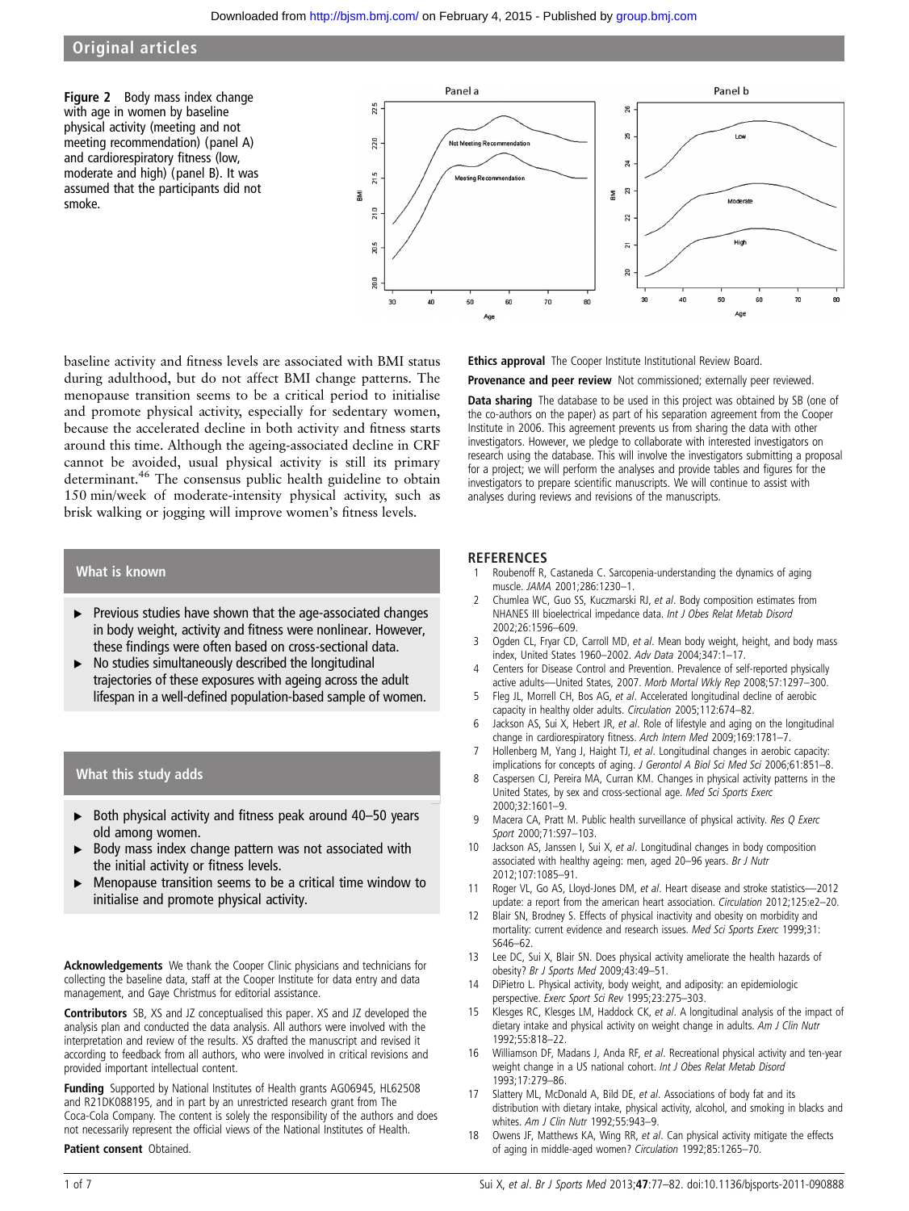**Figure 2** Body mass index change with age in women by baseline physical activity (meeting and not meeting recommendation) (panel A) and cardiorespiratory fitness (low, moderate and high) (panel B). It was assumed that the participants did not smoke.

baseline activity and fitness levels are associated with BMI status during adulthood, but do not affect BMI change patterns. The menopause transition seems to be a critical period to initialise and promote physical activity, especially for sedentary women, because the accelerated decline in both activity and fitness starts around this time. Although the ageing-associated decline in CRF cannot be avoided, usual physical activity is still its primary determinant.[46] The consensus public health guideline to obtain 150 min/week of moderate-intensity physical activity, such as brisk walking or jogging will improve women's fitness levels.

## What is known

- Previous studies have shown that the age-associated changes in body weight, activity and fitness were nonlinear. However, these findings were often based on cross-sectional data.
- No studies simultaneously described the longitudinal trajectories of these exposures with ageing across the adult lifespan in a well-defined population-based sample of women.

## What this study adds

- Both physical activity and fitness peak around 40–50 years old among women.
- Body mass index change pattern was not associated with the initial activity or fitness levels.
- Menopause transition seems to be a critical time window to initialise and promote physical activity.

**Acknowledgements** We thank the Cooper Clinic physicians and technicians for collecting the baseline data, staff at the Cooper Institute for data entry and data management, and Gaye Christmus for editorial assistance.

**Contributors** SB, XS and JZ conceptualised this paper. XS and JZ developed the analysis plan and conducted the data analysis. All authors were involved with the interpretation and review of the results. XS drafted the manuscript and revised it according to feedback from all authors, who were involved in critical revisions and provided important intellectual content.

**Funding** Supported by National Institutes of Health grants AG06945, HL62508 and R21DK088195, and in part by an unrestricted research grant from The Coca-Cola Company. The content is solely the responsibility of the authors and does not necessarily represent the official views of the National Institutes of Health.

**Patient consent** Obtained.

**Ethics approval** The Cooper Institute Institutional Review Board.

**Provenance and peer review** Not commissioned; externally peer reviewed.

**Data sharing** The database to be used in this project was obtained by SB (one of the co-authors on the paper) as part of his separation agreement from the Cooper Institute in 2006. This agreement prevents us from sharing the data with other investigators. However, we pledge to collaborate with interested investigators on research using the database. This will involve the investigators submitting a proposal for a project; we will perform the analyses and provide tables and figures for the investigators to prepare scientific manuscripts. We will continue to assist with analyses during reviews and revisions of the manuscripts.

## REFERENCES

1. Roubenoff R, Castaneda C. Sarcopenia-understanding the dynamics of aging muscle. *JAMA* 2001;286:1230–1.
2. Chumlea WC, Guo SS, Kuczmarski RJ, *et al*. Body composition estimates from NHANES III bioelectrical impedance data. *Int J Obes Relat Metab Disord* 2002;26:1596–609.
3. Ogden CL, Fryar CD, Carroll MD, *et al*. Mean body weight, height, and body mass index, United States 1960–2002. *Adv Data* 2004;347:1–17.
4. Centers for Disease Control and Prevention. Prevalence of self-reported physically active adults—United States, 2007. *Morb Mortal Wkly Rep* 2008;57:1297–300.
5. Fleg JL, Morrell CH, Bos AG, *et al*. Accelerated longitudinal decline of aerobic capacity in healthy older adults. *Circulation* 2005;112:674–82.
6. Jackson AS, Sui X, Hebert JR, *et al*. Role of lifestyle and aging on the longitudinal change in cardiorespiratory fitness. *Arch Intern Med* 2009;169:1781–7.
7. Hollenberg M, Yang J, Haight TJ, *et al*. Longitudinal changes in aerobic capacity: implications for concepts of aging. *J Gerontol A Biol Sci Med Sci* 2006;61:851–8.
8. Caspersen CJ, Pereira MA, Curran KM. Changes in physical activity patterns in the United States, by sex and cross-sectional age. *Med Sci Sports Exerc* 2000;32:1601–9.
9. Macera CA, Pratt M. Public health surveillance of physical activity. *Res Q Exerc Sport* 2000;71:S97–103.
10. Jackson AS, Janssen I, Sui X, *et al*. Longitudinal changes in body composition associated with healthy ageing: men, aged 20–96 years. *Br J Nutr* 2012;107:1085–91.
11. Roger VL, Go AS, Lloyd-Jones DM, *et al*. Heart disease and stroke statistics—2012 update: a report from the american heart association. *Circulation* 2012;125:e2–20.
12. Blair SN, Brodney S. Effects of physical inactivity and obesity on morbidity and mortality: current evidence and research issues. *Med Sci Sports Exerc* 1999;31:S646–62.
13. Lee DC, Sui X, Blair SN. Does physical activity ameliorate the health hazards of obesity? *Br J Sports Med* 2009;43:49–51.
14. DiPietro L. Physical activity, body weight, and adiposity: an epidemiologic perspective. *Exerc Sport Sci Rev* 1995;23:275–303.
15. Klesges RC, Klesges LM, Haddock CK, *et al*. A longitudinal analysis of the impact of dietary intake and physical activity on weight change in adults. *Am J Clin Nutr* 1992;55:818–22.
16. Williamson DF, Madans J, Anda RF, *et al*. Recreational physical activity and ten-year weight change in a US national cohort. *Int J Obes Relat Metab Disord* 1993;17:279–86.
17. Slattery ML, McDonald A, Bild DE, *et al*. Associations of body fat and its distribution with dietary intake, physical activity, alcohol, and smoking in blacks and whites. *Am J Clin Nutr* 1992;55:943–9.
18. Owens JF, Matthews KA, Wing RR, *et al*. Can physical activity mitigate the effects of aging in middle-aged women? *Circulation* 1992;85:1265–70.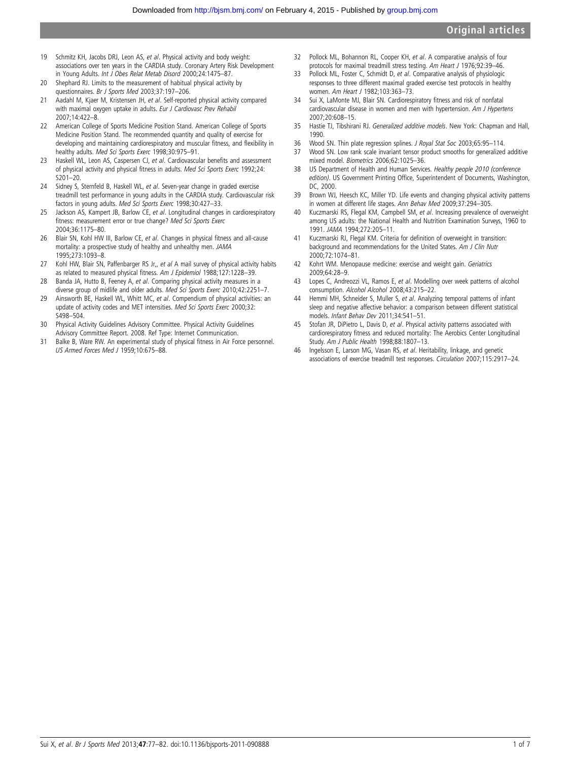19 Schmitz KH, Jacobs DRJ, Leon AS, *et al*. Physical activity and body weight: associations over ten years in the CARDIA study. Coronary Artery Risk Development in Young Adults. *Int J Obes Relat Metab Disord* 2000;24:1475–87.
20 Shephard RJ. Limits to the measurement of habitual physical activity by questionnaires. *Br J Sports Med* 2003;37:197–206.
21 Aadahl M, Kjaer M, Kristensen JH, *et al*. Self-reported physical activity compared with maximal oxygen uptake in adults. *Eur J Cardiovasc Prev Rehabil* 2007;14:422–8.
22 American College of Sports Medicine Position Stand. American College of Sports Medicine Position Stand. The recommended quantity and quality of exercise for developing and maintaining cardiorespiratory and muscular fitness, and flexibility in healthy adults. *Med Sci Sports Exerc* 1998;30:975–91.
23 Haskell WL, Leon AS, Caspersen CJ, *et al*. Cardiovascular benefits and assessment of physical activity and physical fitness in adults. *Med Sci Sports Exerc* 1992;24:S201–20.
24 Sidney S, Sternfeld B, Haskell WL, *et al*. Seven-year change in graded exercise treadmill test performance in young adults in the CARDIA study. Cardiovascular risk factors in young adults. *Med Sci Sports Exerc* 1998;30:427–33.
25 Jackson AS, Kampert JB, Barlow CE, *et al*. Longitudinal changes in cardiorespiratory fitness: measurement error or true change? *Med Sci Sports Exerc* 2004;36:1175–80.
26 Blair SN, Kohl HW III, Barlow CE, *et al*. Changes in physical fitness and all-cause mortality: a prospective study of healthy and unhealthy men. *JAMA* 1995;273:1093–8.
27 Kohl HW, Blair SN, Paffenbarger RS Jr,, *et al* A mail survey of physical activity habits as related to measured physical fitness. *Am J Epidemiol* 1988;127:1228–39.
28 Banda JA, Hutto B, Feeney A, *et al*. Comparing physical activity measures in a diverse group of midlife and older adults. *Med Sci Sports Exerc* 2010;42:2251–7.
29 Ainsworth BE, Haskell WL, Whitt MC, *et al*. Compendium of physical activities: an update of activity codes and MET intensities. *Med Sci Sports Exerc* 2000;32:S498–504.
30 Physical Activity Guidelines Advisory Committee. Physical Activity Guidelines Advisory Committee Report. 2008. Ref Type: Internet Communication.
31 Balke B, Ware RW. An experimental study of physical fitness in Air Force personnel. *US Armed Forces Med J* 1959;10:675–88.
32 Pollock ML, Bohannon RL, Cooper KH, *et al*. A comparative analysis of four protocols for maximal treadmill stress testing. *Am Heart J* 1976;92:39–46.
33 Pollock ML, Foster C, Schmidt D, *et al*. Comparative analysis of physiologic responses to three different maximal graded exercise test protocols in healthy women. *Am Heart J* 1982;103:363–73.
34 Sui X, LaMonte MJ, Blair SN. Cardiorespiratory fitness and risk of nonfatal cardiovascular disease in women and men with hypertension. *Am J Hypertens* 2007;20:608–15.
35 Hastie TJ, Tibshirani RJ. *Generalized additive models*. New York: Chapman and Hall, 1990.
36 Wood SN. Thin plate regression splines. *J Royal Stat Soc* 2003;65:95–114.
37 Wood SN. Low rank scale invariant tensor product smooths for generalized additive mixed model. *Biometrics* 2006;62:1025–36.
38 US Department of Health and Human Services. *Healthy people 2010 (conference edition)*. US Government Printing Office, Superintendent of Documents, Washington, DC, 2000.
39 Brown WJ, Heesch KC, Miller YD. Life events and changing physical activity patterns in women at different life stages. *Ann Behav Med* 2009;37:294–305.
40 Kuczmarski RS, Flegal KM, Campbell SM, *et al*. Increasing prevalence of overweight among US adults: the National Health and Nutrition Examination Surveys, 1960 to 1991. *JAMA* 1994;272:205–11.
41 Kuczmarski RJ, Flegal KM. Criteria for definition of overweight in transition: background and recommendations for the United States. *Am J Clin Nutr* 2000;72:1074–81.
42 Kohrt WM. Menopause medicine: exercise and weight gain. *Geriatrics* 2009;64:28–9.
43 Lopes C, Andreozzi VL, Ramos E, *et al*. Modelling over week patterns of alcohol consumption. *Alcohol Alcohol* 2008;43:215–22.
44 Hemmi MH, Schneider S, Muller S, *et al*. Analyzing temporal patterns of infant sleep and negative affective behavior: a comparison between different statistical models. *Infant Behav Dev* 2011;34:541–51.
45 Stofan JR, DiPietro L, Davis D, *et al*. Physical activity patterns associated with cardiorespiratory fitness and reduced mortality: The Aerobics Center Longitudinal Study. *Am J Public Health* 1998;88:1807–13.
46 Ingelsson E, Larson MG, Vasan RS, *et al*. Heritability, linkage, and genetic associations of exercise treadmill test responses. *Circulation* 2007;115:2917–24.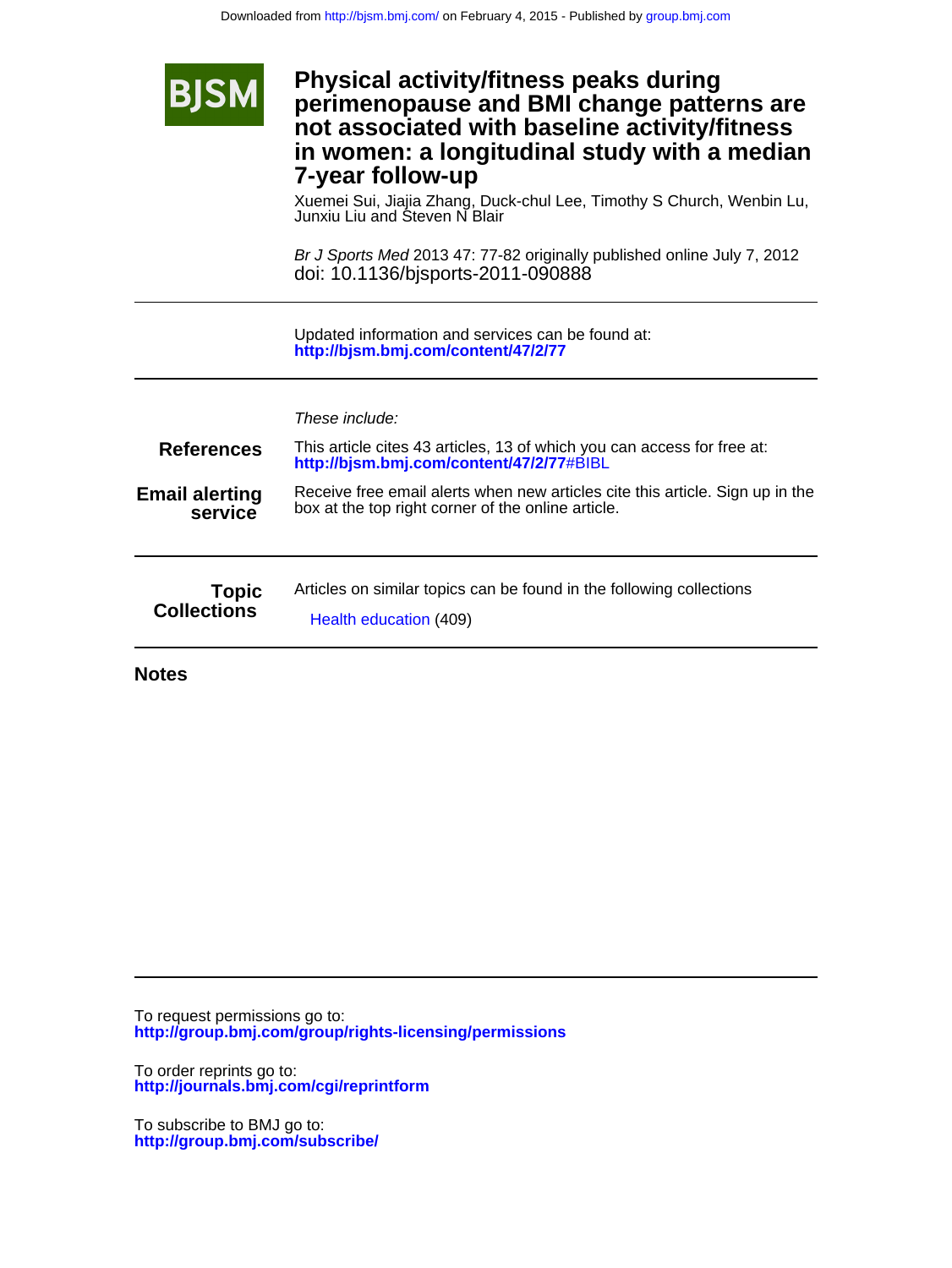# Physical activity/fitness peaks during perimenopause and BMI change patterns are not associated with baseline activity/fitness in women: a longitudinal study with a median 7-year follow-up

Xuemei Sui, Jiajia Zhang, Duck-chul Lee, Timothy S Church, Wenbin Lu, Junxiu Liu and Steven N Blair

*Br J Sports Med* 2013 47: 77-82 originally published online July 7, 2012
doi: 10.1136/bjsports-2011-090888

Updated information and services can be found at:
**http://bjsm.bmj.com/content/47/2/77**

*These include:*

**References**
This article cites 43 articles, 13 of which you can access for free at:
**http://bjsm.bmj.com/content/47/2/77**#BIBL

**Email alerting service**
Receive free email alerts when new articles cite this article. Sign up in the box at the top right corner of the online article.

**Topic Collections**
Articles on similar topics can be found in the following collections

Health education (409)

## Notes

To request permissions go to:
**http://group.bmj.com/group/rights-licensing/permissions**

To order reprints go to:
**http://journals.bmj.com/cgi/reprintform**

To subscribe to BMJ go to:
**http://group.bmj.com/subscribe/**